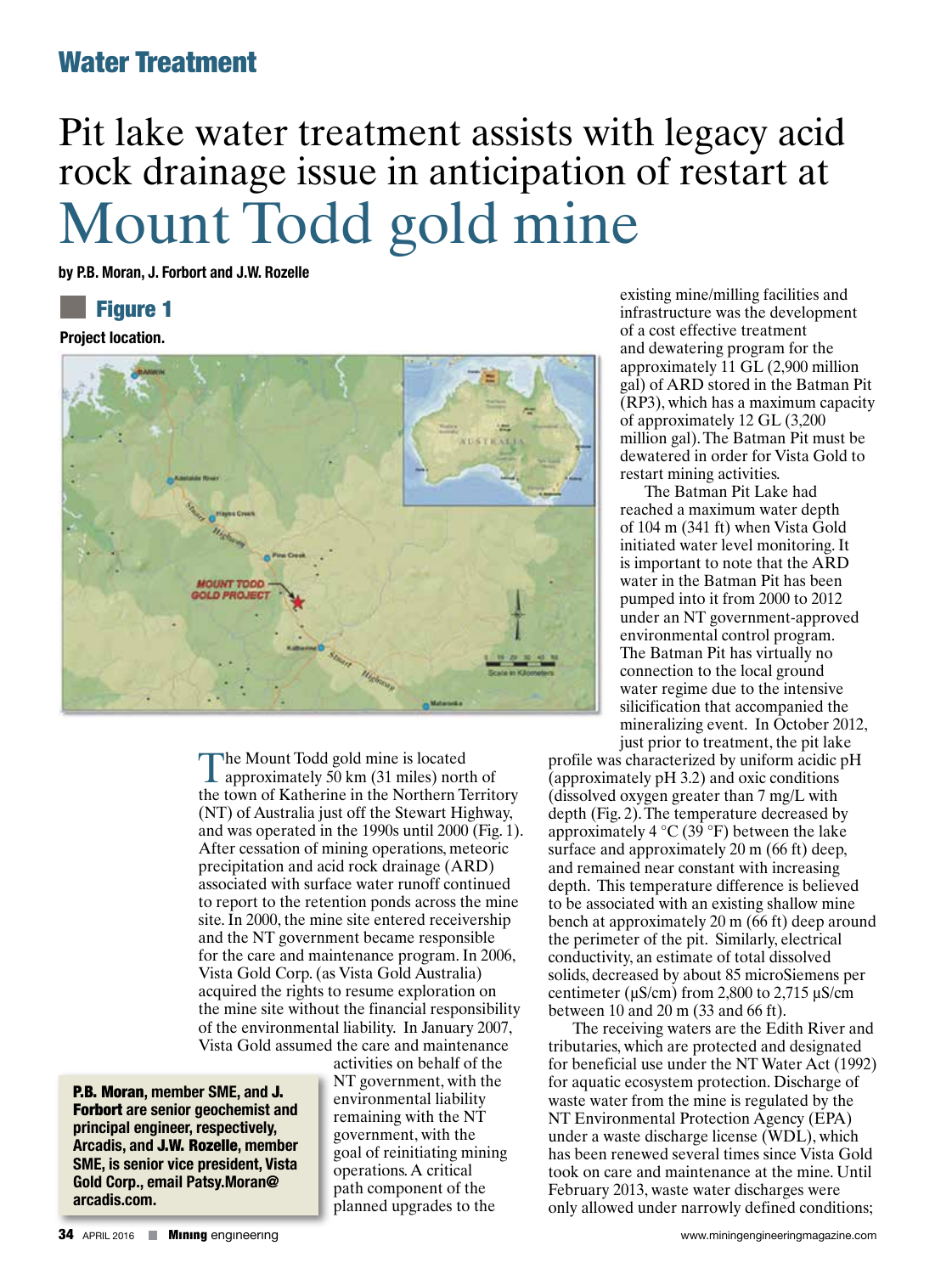# Pit lake water treatment assists with legacy acid rock drainage issue in anticipation of restart at Mount Todd gold mine

**by P.B. Moran, J. Forbort and J.W. Rozelle**

**Figure 1**

**Project location.**

The Mount Todd gold mine is located approximately 50 km (31 miles) north of the town of Katherine in the Northern Territory (NT) of Australia just off the Stewart Highway, and was operated in the 1990s until 2000 (Fig. 1). After cessation of mining operations, meteoric precipitation and acid rock drainage (ARD) associated with surface water runoff continued to report to the retention ponds across the mine site. In 2000, the mine site entered receivership and the NT government became responsible for the care and maintenance program. In 2006, Vista Gold Corp. (as Vista Gold Australia) acquired the rights to resume exploration on the mine site without the financial responsibility of the environmental liability. In January 2007, Vista Gold assumed the care and maintenance activities on behalf of the NT government, with the environmental liability remaining with the NT government, with the goal of reinitiating mining operations. A critical path component of the planned upgrades to the existing mine/milling facilities and infrastructure was the development of a cost effective treatment and dewatering program for the approximately 11 GL (2,900 million gal) of ARD stored in the Batman Pit (RP3), which has a maximum capacity of approximately 12 GL (3,200 million gal). The Batman Pit must be dewatered in order for Vista Gold to restart mining activities.

**P.B. Moran, member SME, and J. Forbort are senior geochemist and principal engineer, respectively, Arcadis, and J.W. Rozelle, member SME, is senior vice president, Vista Gold Corp., email Patsy.Moran@arcadis.com.**

The Batman Pit Lake had reached a maximum water depth of 104 m (341 ft) when Vista Gold initiated water level monitoring. It is important to note that the ARD water in the Batman Pit has been pumped into it from 2000 to 2012 under an NT government-approved environmental control program. The Batman Pit has virtually no connection to the local ground water regime due to the intensive silicification that accompanied the mineralizing event. In October 2012, just prior to treatment, the pit lake profile was characterized by uniform acidic pH (approximately pH 3.2) and oxic conditions (dissolved oxygen greater than 7 mg/L with depth (Fig. 2). The temperature decreased by approximately 4 °C (39 °F) between the lake surface and approximately 20 m (66 ft) deep, and remained near constant with increasing depth. This temperature difference is believed to be associated with an existing shallow mine bench at approximately 20 m (66 ft) deep around the perimeter of the pit. Similarly, electrical conductivity, an estimate of total dissolved solids, decreased by about 85 microSiemens per centimeter (µS/cm) from 2,800 to 2,715 µS/cm between 10 and 20 m (33 and 66 ft).

The receiving waters are the Edith River and tributaries, which are protected and designated for beneficial use under the NT Water Act (1992) for aquatic ecosystem protection. Discharge of waste water from the mine is regulated by the NT Environmental Protection Agency (EPA) under a waste discharge license (WDL), which has been renewed several times since Vista Gold took on care and maintenance at the mine. Until February 2013, waste water discharges were only allowed under narrowly defined conditions;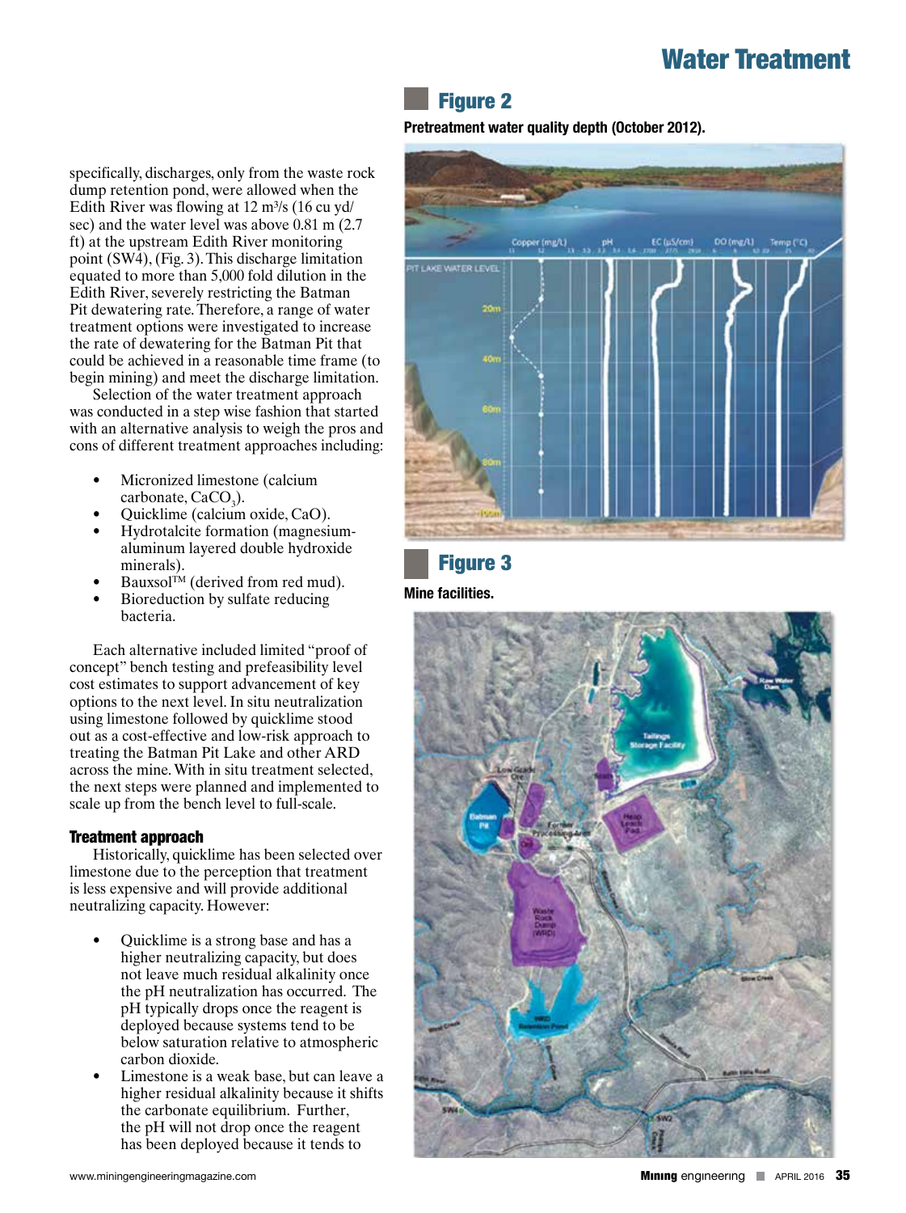specifically, discharges, only from the waste rock dump retention pond, were allowed when the Edith River was flowing at 12 m³/s (16 cu yd/sec) and the water level was above 0.81 m (2.7 ft) at the upstream Edith River monitoring point (SW4), (Fig. 3). This discharge limitation equated to more than 5,000 fold dilution in the Edith River, severely restricting the Batman Pit dewatering rate. Therefore, a range of water treatment options were investigated to increase the rate of dewatering for the Batman Pit that could be achieved in a reasonable time frame (to begin mining) and meet the discharge limitation.

Selection of the water treatment approach was conducted in a step wise fashion that started with an alternative analysis to weigh the pros and cons of different treatment approaches including:

- Micronized limestone (calcium carbonate, $CaCO_3$).
- Quicklime (calcium oxide, CaO).
- Hydrotalcite formation (magnesium-aluminum layered double hydroxide minerals).
- Bauxsol™ (derived from red mud).
- Bioreduction by sulfate reducing bacteria.

Each alternative included limited "proof of concept" bench testing and prefeasibility level cost estimates to support advancement of key options to the next level. In situ neutralization using limestone followed by quicklime stood out as a cost-effective and low-risk approach to treating the Batman Pit Lake and other ARD across the mine. With in situ treatment selected, the next steps were planned and implemented to scale up from the bench level to full-scale.

### Treatment approach

Historically, quicklime has been selected over limestone due to the perception that treatment is less expensive and will provide additional neutralizing capacity. However:

- Quicklime is a strong base and has a higher neutralizing capacity, but does not leave much residual alkalinity once the pH neutralization has occurred. The pH typically drops once the reagent is deployed because systems tend to be below saturation relative to atmospheric carbon dioxide.
- Limestone is a weak base, but can leave a higher residual alkalinity because it shifts the carbonate equilibrium. Further, the pH will not drop once the reagent has been deployed because it tends to

**Figure 2**

**Pretreatment water quality depth (October 2012).**

**Figure 3**

**Mine facilities.**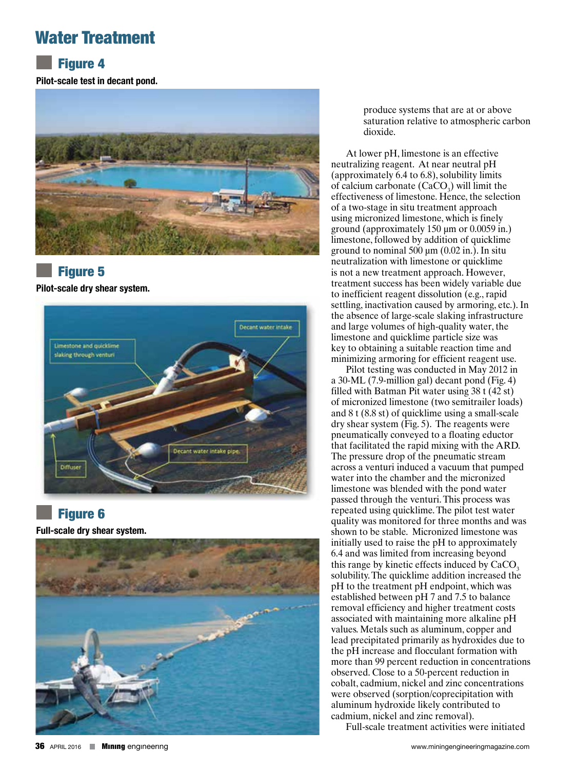## Water Treatment

### Figure 4

**Pilot-scale test in decant pond.**

### Figure 5

**Pilot-scale dry shear system.**

Limestone and quicklime slaking through venturi

Decant water intake

Decant water intake pipe

Diffuser

### Figure 6

**Full-scale dry shear system.**

produce systems that are at or above saturation relative to atmospheric carbon dioxide.

At lower pH, limestone is an effective neutralizing reagent. At near neutral pH (approximately 6.4 to 6.8), solubility limits of calcium carbonate ($CaCO_3$) will limit the effectiveness of limestone. Hence, the selection of a two-stage in situ treatment approach using micronized limestone, which is finely ground (approximately 150 µm or 0.0059 in.) limestone, followed by addition of quicklime ground to nominal 500 µm (0.02 in.). In situ neutralization with limestone or quicklime is not a new treatment approach. However, treatment success has been widely variable due to inefficient reagent dissolution (e.g., rapid settling, inactivation caused by armoring, etc.). In the absence of large-scale slaking infrastructure and large volumes of high-quality water, the limestone and quicklime particle size was key to obtaining a suitable reaction time and minimizing armoring for efficient reagent use.

Pilot testing was conducted in May 2012 in a 30-ML (7.9-million gal) decant pond (Fig. 4) filled with Batman Pit water using 38 t (42 st) of micronized limestone (two semitrailer loads) and 8 t (8.8 st) of quicklime using a small-scale dry shear system (Fig. 5). The reagents were pneumatically conveyed to a floating eductor that facilitated the rapid mixing with the ARD. The pressure drop of the pneumatic stream across a venturi induced a vacuum that pumped water into the chamber and the micronized limestone was blended with the pond water passed through the venturi. This process was repeated using quicklime. The pilot test water quality was monitored for three months and was shown to be stable. Micronized limestone was initially used to raise the pH to approximately 6.4 and was limited from increasing beyond this range by kinetic effects induced by $CaCO_3$ solubility. The quicklime addition increased the pH to the treatment pH endpoint, which was established between pH 7 and 7.5 to balance removal efficiency and higher treatment costs associated with maintaining more alkaline pH values. Metals such as aluminum, copper and lead precipitated primarily as hydroxides due to the pH increase and flocculant formation with more than 99 percent reduction in concentrations observed. Close to a 50-percent reduction in cobalt, cadmium, nickel and zinc concentrations were observed (sorption/coprecipitation with aluminum hydroxide likely contributed to cadmium, nickel and zinc removal).

Full-scale treatment activities were initiated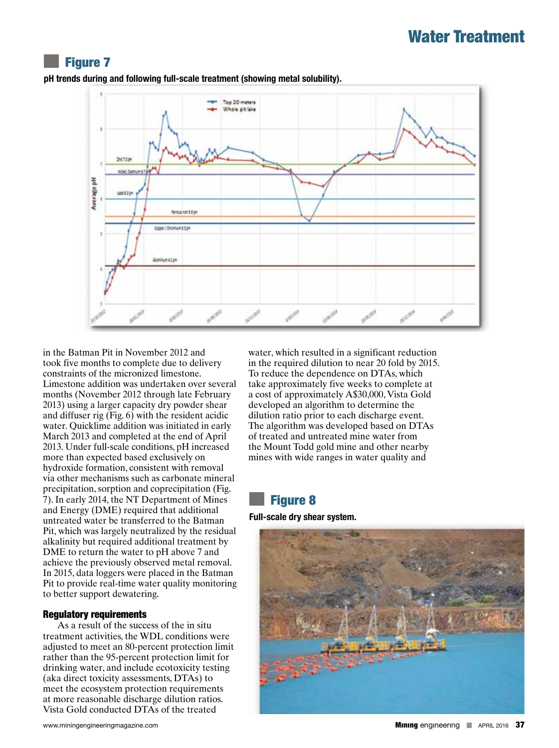### Figure 7

**pH trends during and following full-scale treatment (showing metal solubility).**

### Figure 8

**Full-scale dry shear system.**

in the Batman Pit in November 2012 and took five months to complete due to delivery constraints of the micronized limestone. Limestone addition was undertaken over several months (November 2012 through late February 2013) using a larger capacity dry powder shear and diffuser rig (Fig. 6) with the resident acidic water. Quicklime addition was initiated in early March 2013 and completed at the end of April 2013. Under full-scale conditions, pH increased more than expected based exclusively on hydroxide formation, consistent with removal via other mechanisms such as carbonate mineral precipitation, sorption and coprecipitation (Fig. 7). In early 2014, the NT Department of Mines and Energy (DME) required that additional untreated water be transferred to the Batman Pit, which was largely neutralized by the residual alkalinity but required additional treatment by DME to return the water to pH above 7 and achieve the previously observed metal removal. In 2015, data loggers were placed in the Batman Pit to provide real-time water quality monitoring to better support dewatering.

#### Regulatory requirements

As a result of the success of the in situ treatment activities, the WDL conditions were adjusted to meet an 80-percent protection limit rather than the 95-percent protection limit for drinking water, and include ecotoxicity testing (aka direct toxicity assessments, DTAs) to meet the ecosystem protection requirements at more reasonable discharge dilution ratios. Vista Gold conducted DTAs of the treated water, which resulted in a significant reduction in the required dilution to near 20 fold by 2015. To reduce the dependence on DTAs, which take approximately five weeks to complete at a cost of approximately A$30,000, Vista Gold developed an algorithm to determine the dilution ratio prior to each discharge event. The algorithm was developed based on DTAs of treated and untreated mine water from the Mount Todd gold mine and other nearby mines with wide ranges in water quality and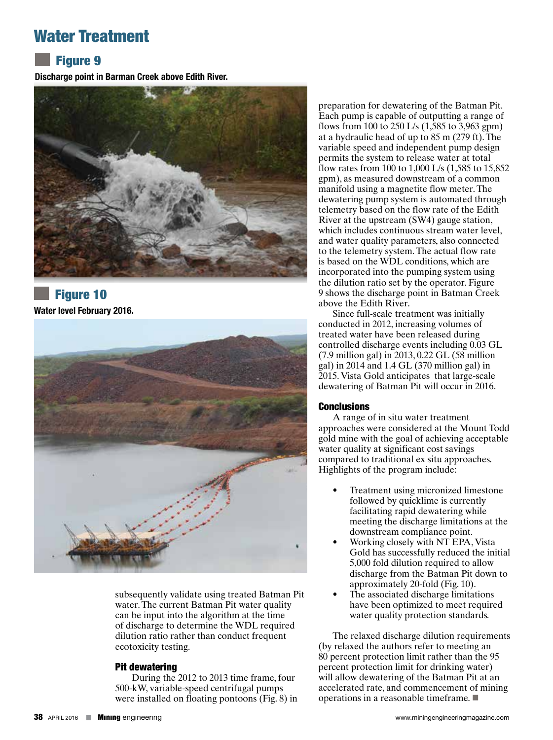## Figure 9

**Discharge point in Barman Creek above Edith River.**

## Figure 10

**Water level February 2016.**

subsequently validate using treated Batman Pit water. The current Batman Pit water quality can be input into the algorithm at the time of discharge to determine the WDL required dilution ratio rather than conduct frequent ecotoxicity testing.

### Pit dewatering

During the 2012 to 2013 time frame, four 500-kW, variable-speed centrifugal pumps were installed on floating pontoons (Fig. 8) in preparation for dewatering of the Batman Pit. Each pump is capable of outputting a range of flows from 100 to 250 L/s (1,585 to 3,963 gpm) at a hydraulic head of up to 85 m (279 ft). The variable speed and independent pump design permits the system to release water at total flow rates from 100 to 1,000 L/s (1,585 to 15,852 gpm), as measured downstream of a common manifold using a magnetite flow meter. The dewatering pump system is automated through telemetry based on the flow rate of the Edith River at the upstream (SW4) gauge station, which includes continuous stream water level, and water quality parameters, also connected to the telemetry system. The actual flow rate is based on the WDL conditions, which are incorporated into the pumping system using the dilution ratio set by the operator. Figure 9 shows the discharge point in Batman Creek above the Edith River.

Since full-scale treatment was initially conducted in 2012, increasing volumes of treated water have been released during controlled discharge events including 0.03 GL (7.9 million gal) in 2013, 0.22 GL (58 million gal) in 2014 and 1.4 GL (370 million gal) in 2015. Vista Gold anticipates that large-scale dewatering of Batman Pit will occur in 2016.

### Conclusions

A range of in situ water treatment approaches were considered at the Mount Todd gold mine with the goal of achieving acceptable water quality at significant cost savings compared to traditional ex situ approaches. Highlights of the program include:

- Treatment using micronized limestone followed by quicklime is currently facilitating rapid dewatering while meeting the discharge limitations at the downstream compliance point.
- Working closely with NT EPA, Vista Gold has successfully reduced the initial 5,000 fold dilution required to allow discharge from the Batman Pit down to approximately 20-fold (Fig. 10).
- The associated discharge limitations have been optimized to meet required water quality protection standards.

The relaxed discharge dilution requirements (by relaxed the authors refer to meeting an 80 percent protection limit rather than the 95 percent protection limit for drinking water) will allow dewatering of the Batman Pit at an accelerated rate, and commencement of mining operations in a reasonable timeframe. ■